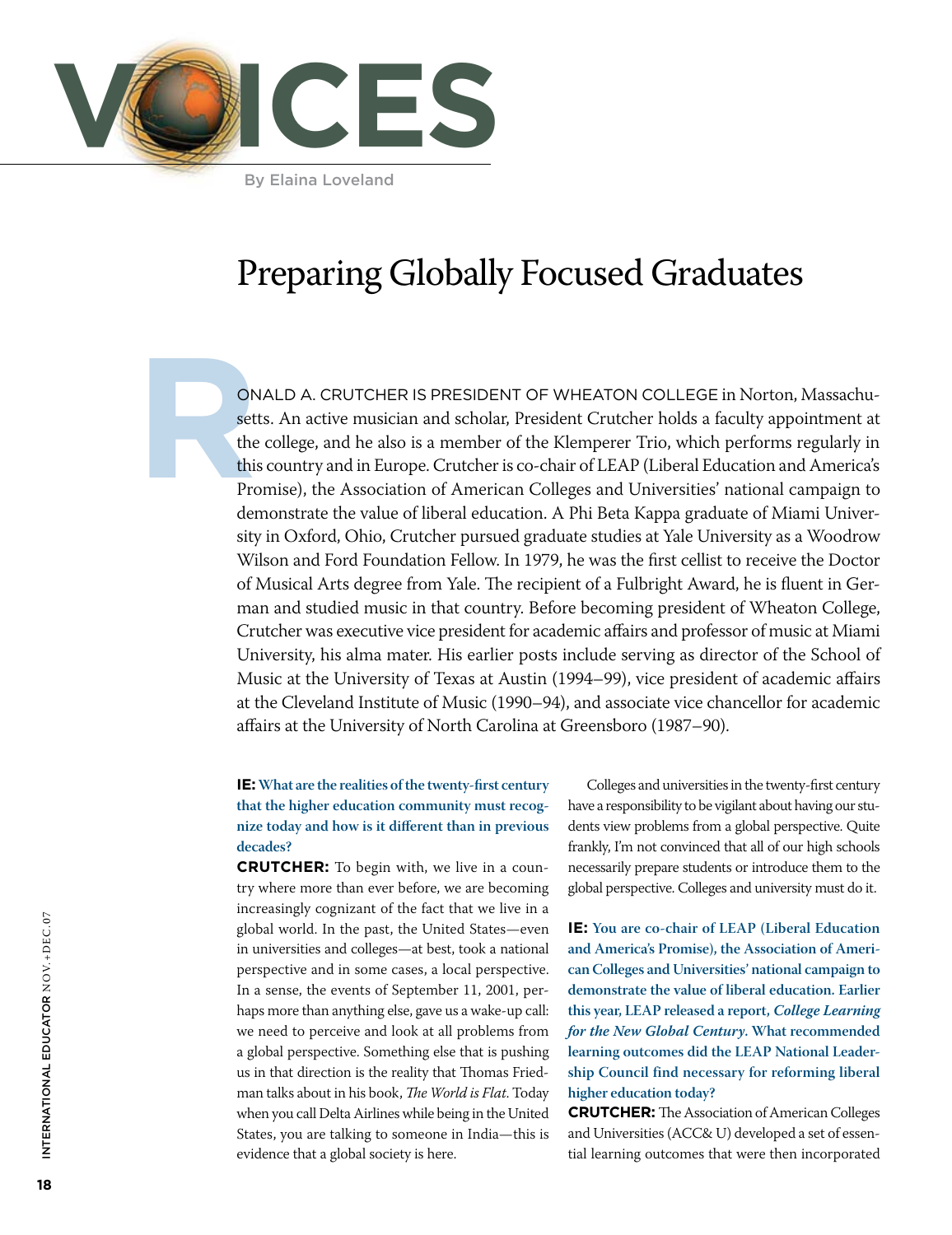# VOICES

By Elaina Loveland

## Preparing Globally Focused Graduates

RONALD A. CRUTCHER IS PRESIDENT OF WHEATON COLLEGE in Norton, Massachusetts. An active musician and scholar, President Crutcher holds a faculty appointment at the college, and he also is a member of the Klemperer Trio, which performs regularly in this country and in Europe. Crutcher is co-chair of LEAP (Liberal Education and America's Promise), the Association of American Colleges and Universities' national campaign to demonstrate the value of liberal education. A Phi Beta Kappa graduate of Miami University in Oxford, Ohio, Crutcher pursued graduate studies at Yale University as a Woodrow Wilson and Ford Foundation Fellow. In 1979, he was the first cellist to receive the Doctor of Musical Arts degree from Yale. The recipient of a Fulbright Award, he is fluent in German and studied music in that country. Before becoming president of Wheaton College, Crutcher was executive vice president for academic affairs and professor of music at Miami University, his alma mater. His earlier posts include serving as director of the School of Music at the University of Texas at Austin (1994–99), vice president of academic affairs at the Cleveland Institute of Music (1990–94), and associate vice chancellor for academic affairs at the University of North Carolina at Greensboro (1987–90).

**IE: What are the realities of the twenty-first century that the higher education community must recognize today and how is it different than in previous decades?**

**CRUTCHER:** To begin with, we live in a country where more than ever before, we are becoming increasingly cognizant of the fact that we live in a global world. In the past, the United States—even in universities and colleges—at best, took a national perspective and in some cases, a local perspective. In a sense, the events of September 11, 2001, perhaps more than anything else, gave us a wake-up call: we need to perceive and look at all problems from a global perspective. Something else that is pushing us in that direction is the reality that Thomas Friedman talks about in his book, *The World is Flat*. Today when you call Delta Airlines while being in the United States, you are talking to someone in India—this is evidence that a global society is here.

Colleges and universities in the twenty-first century have a responsibility to be vigilant about having our students view problems from a global perspective. Quite frankly, I'm not convinced that all of our high schools necessarily prepare students or introduce them to the global perspective. Colleges and university must do it.

**IE: You are co-chair of LEAP (Liberal Education and America's Promise), the Association of American Colleges and Universities' national campaign to demonstrate the value of liberal education. Earlier this year, LEAP released a report, *College Learning for the New Global Century*. What recommended learning outcomes did the LEAP National Leadership Council find necessary for reforming liberal higher education today?**

**CRUTCHER:** The Association of American Colleges and Universities (ACC& U) developed a set of essential learning outcomes that were then incorporated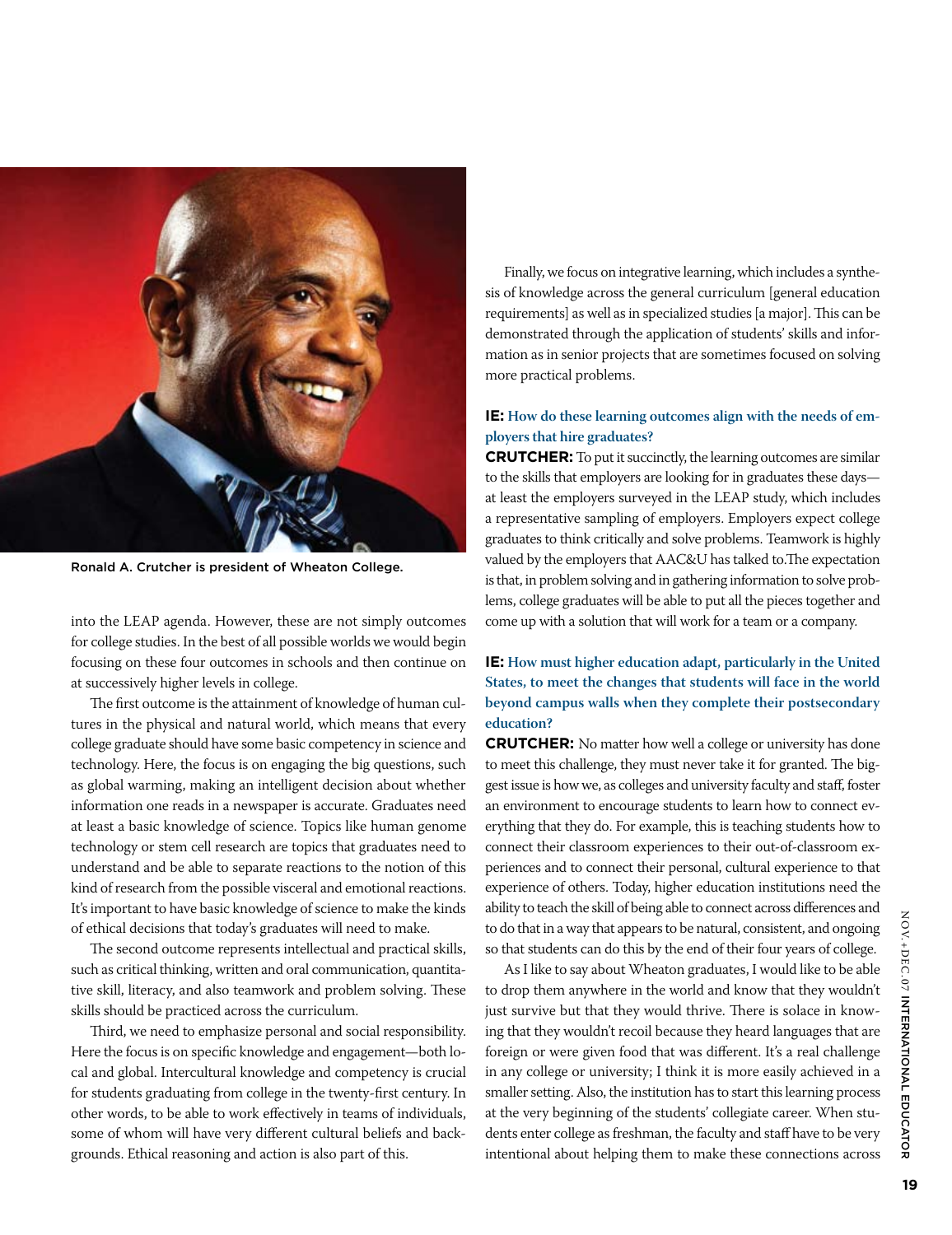Ronald A. Crutcher is president of Wheaton College.

into the LEAP agenda. However, these are not simply outcomes for college studies. In the best of all possible worlds we would begin focusing on these four outcomes in schools and then continue on at successively higher levels in college.

The first outcome is the attainment of knowledge of human cultures in the physical and natural world, which means that every college graduate should have some basic competency in science and technology. Here, the focus is on engaging the big questions, such as global warming, making an intelligent decision about whether information one reads in a newspaper is accurate. Graduates need at least a basic knowledge of science. Topics like human genome technology or stem cell research are topics that graduates need to understand and be able to separate reactions to the notion of this kind of research from the possible visceral and emotional reactions. It's important to have basic knowledge of science to make the kinds of ethical decisions that today's graduates will need to make.

The second outcome represents intellectual and practical skills, such as critical thinking, written and oral communication, quantitative skill, literacy, and also teamwork and problem solving. These skills should be practiced across the curriculum.

Third, we need to emphasize personal and social responsibility. Here the focus is on specific knowledge and engagement—both local and global. Intercultural knowledge and competency is crucial for students graduating from college in the twenty-first century. In other words, to be able to work effectively in teams of individuals, some of whom will have very different cultural beliefs and backgrounds. Ethical reasoning and action is also part of this.

Finally, we focus on integrative learning, which includes a synthesis of knowledge across the general curriculum [general education requirements] as well as in specialized studies [a major]. This can be demonstrated through the application of students' skills and information as in senior projects that are sometimes focused on solving more practical problems.

**IE: How do these learning outcomes align with the needs of employers that hire graduates?**

**CRUTCHER:** To put it succinctly, the learning outcomes are similar to the skills that employers are looking for in graduates these days—at least the employers surveyed in the LEAP study, which includes a representative sampling of employers. Employers expect college graduates to think critically and solve problems. Teamwork is highly valued by the employers that AAC&U has talked to.The expectation is that, in problem solving and in gathering information to solve problems, college graduates will be able to put all the pieces together and come up with a solution that will work for a team or a company.

**IE: How must higher education adapt, particularly in the United States, to meet the changes that students will face in the world beyond campus walls when they complete their postsecondary education?**

**CRUTCHER:** No matter how well a college or university has done to meet this challenge, they must never take it for granted. The biggest issue is how we, as colleges and university faculty and staff, foster an environment to encourage students to learn how to connect everything that they do. For example, this is teaching students how to connect their classroom experiences to their out-of-classroom experiences and to connect their personal, cultural experience to that experience of others. Today, higher education institutions need the ability to teach the skill of being able to connect across differences and to do that in a way that appears to be natural, consistent, and ongoing so that students can do this by the end of their four years of college.

As I like to say about Wheaton graduates, I would like to be able to drop them anywhere in the world and know that they wouldn't just survive but that they would thrive. There is solace in knowing that they wouldn't recoil because they heard languages that are foreign or were given food that was different. It's a real challenge in any college or university; I think it is more easily achieved in a smaller setting. Also, the institution has to start this learning process at the very beginning of the students' collegiate career. When students enter college as freshman, the faculty and staff have to be very intentional about helping them to make these connections across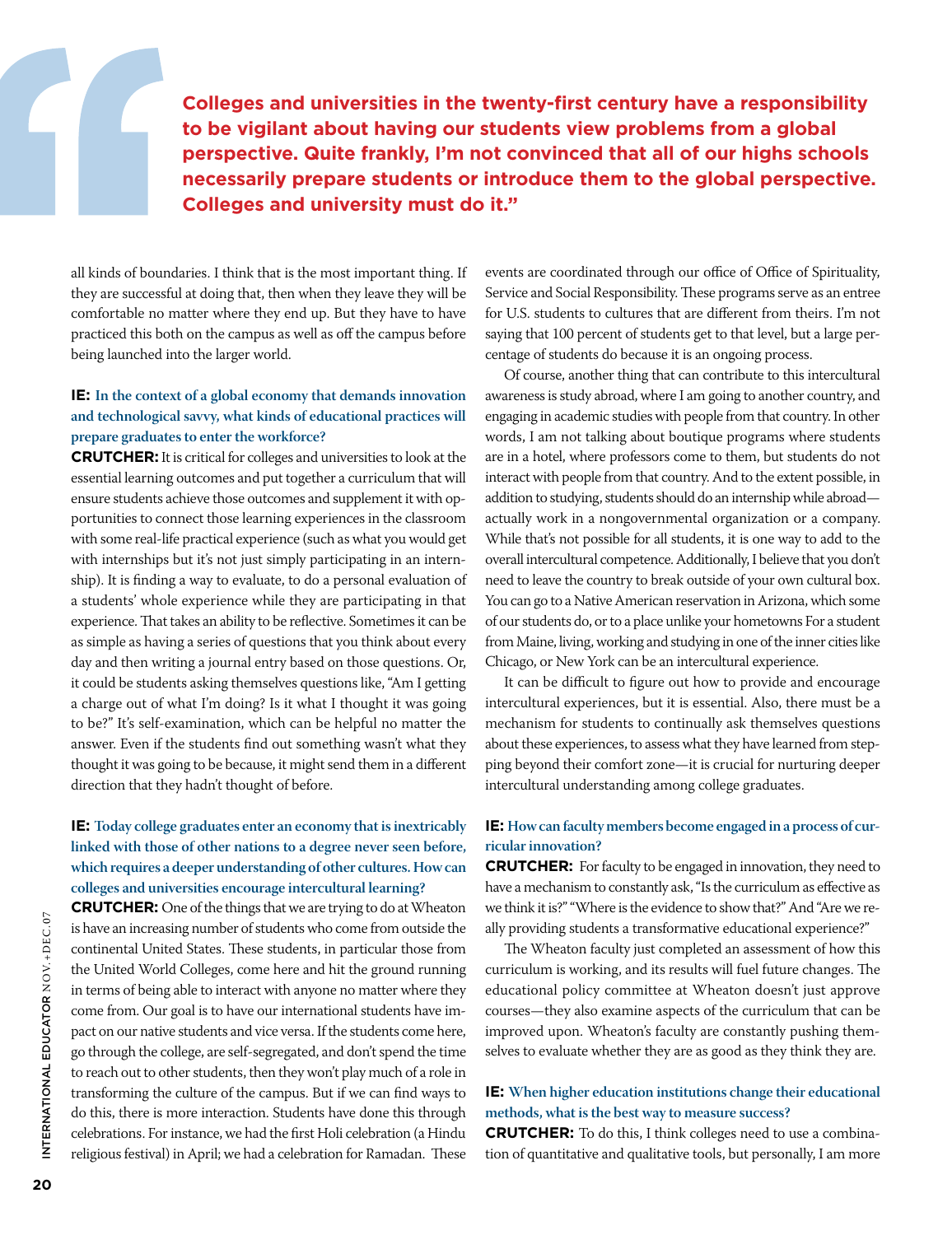**Colleges and universities in the twenty-first century have a responsibility to be vigilant about having our students view problems from a global perspective. Quite frankly, I'm not convinced that all of our highs schools necessarily prepare students or introduce them to the global perspective. Colleges and university must do it."**

all kinds of boundaries. I think that is the most important thing. If they are successful at doing that, then when they leave they will be comfortable no matter where they end up. But they have to have practiced this both on the campus as well as off the campus before being launched into the larger world.

**IE: In the context of a global economy that demands innovation and technological savvy, what kinds of educational practices will prepare graduates to enter the workforce?**

**CRUTCHER:** It is critical for colleges and universities to look at the essential learning outcomes and put together a curriculum that will ensure students achieve those outcomes and supplement it with opportunities to connect those learning experiences in the classroom with some real-life practical experience (such as what you would get with internships but it's not just simply participating in an internship). It is finding a way to evaluate, to do a personal evaluation of a students' whole experience while they are participating in that experience. That takes an ability to be reflective. Sometimes it can be as simple as having a series of questions that you think about every day and then writing a journal entry based on those questions. Or, it could be students asking themselves questions like, "Am I getting a charge out of what I'm doing? Is it what I thought it was going to be?" It's self-examination, which can be helpful no matter the answer. Even if the students find out something wasn't what they thought it was going to be because, it might send them in a different direction that they hadn't thought of before.

**IE: Today college graduates enter an economy that is inextricably linked with those of other nations to a degree never seen before, which requires a deeper understanding of other cultures. How can colleges and universities encourage intercultural learning?**

**CRUTCHER:** One of the things that we are trying to do at Wheaton is have an increasing number of students who come from outside the continental United States. These students, in particular those from the United World Colleges, come here and hit the ground running in terms of being able to interact with anyone no matter where they come from. Our goal is to have our international students have impact on our native students and vice versa. If the students come here, go through the college, are self-segregated, and don't spend the time to reach out to other students, then they won't play much of a role in transforming the culture of the campus. But if we can find ways to do this, there is more interaction. Students have done this through celebrations. For instance, we had the first Holi celebration (a Hindu religious festival) in April; we had a celebration for Ramadan. These events are coordinated through our office of Office of Spirituality, Service and Social Responsibility. These programs serve as an entree for U.S. students to cultures that are different from theirs. I'm not saying that 100 percent of students get to that level, but a large percentage of students do because it is an ongoing process.

Of course, another thing that can contribute to this intercultural awareness is study abroad, where I am going to another country, and engaging in academic studies with people from that country. In other words, I am not talking about boutique programs where students are in a hotel, where professors come to them, but students do not interact with people from that country. And to the extent possible, in addition to studying, students should do an internship while abroad—actually work in a nongovernmental organization or a company. While that's not possible for all students, it is one way to add to the overall intercultural competence. Additionally, I believe that you don't need to leave the country to break outside of your own cultural box. You can go to a Native American reservation in Arizona, which some of our students do, or to a place unlike your hometowns For a student from Maine, living, working and studying in one of the inner cities like Chicago, or New York can be an intercultural experience.

It can be difficult to figure out how to provide and encourage intercultural experiences, but it is essential. Also, there must be a mechanism for students to continually ask themselves questions about these experiences, to assess what they have learned from stepping beyond their comfort zone—it is crucial for nurturing deeper intercultural understanding among college graduates.

**IE: How can faculty members become engaged in a process of curricular innovation?**

**CRUTCHER:** For faculty to be engaged in innovation, they need to have a mechanism to constantly ask, "Is the curriculum as effective as we think it is?" "Where is the evidence to show that?" And "Are we really providing students a transformative educational experience?"

The Wheaton faculty just completed an assessment of how this curriculum is working, and its results will fuel future changes. The educational policy committee at Wheaton doesn't just approve courses—they also examine aspects of the curriculum that can be improved upon. Wheaton's faculty are constantly pushing themselves to evaluate whether they are as good as they think they are.

**IE: When higher education institutions change their educational methods, what is the best way to measure success?**

**CRUTCHER:** To do this, I think colleges need to use a combination of quantitative and qualitative tools, but personally, I am more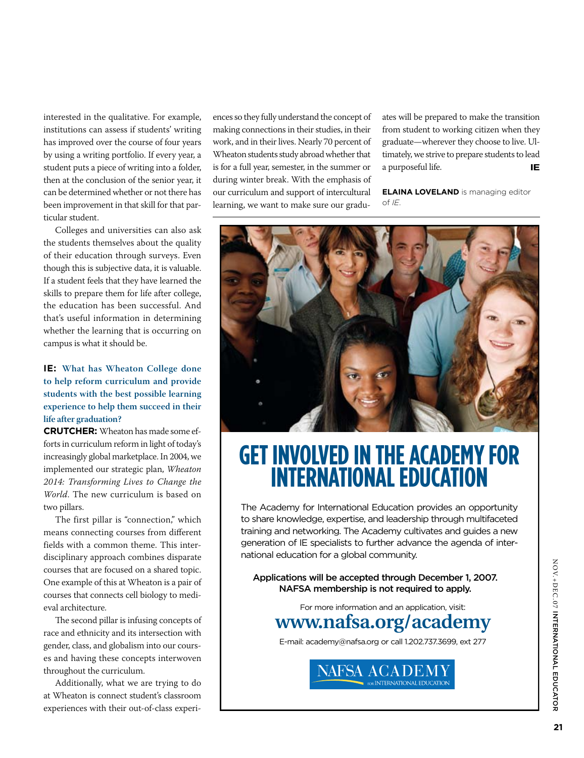interested in the qualitative. For example, institutions can assess if students' writing has improved over the course of four years by using a writing portfolio. If every year, a student puts a piece of writing into a folder, then at the conclusion of the senior year, it can be determined whether or not there has been improvement in that skill for that particular student.

Colleges and universities can also ask the students themselves about the quality of their education through surveys. Even though this is subjective data, it is valuable. If a student feels that they have learned the skills to prepare them for life after college, the education has been successful. And that's useful information in determining whether the learning that is occurring on campus is what it should be.

**IE: What has Wheaton College done to help reform curriculum and provide students with the best possible learning experience to help them succeed in their life after graduation?**

**CRUTCHER:** Wheaton has made some efforts in curriculum reform in light of today's increasingly global marketplace. In 2004, we implemented our strategic plan, *Wheaton 2014: Transforming Lives to Change the World*. The new curriculum is based on two pillars.

The first pillar is "connection," which means connecting courses from different fields with a common theme. This interdisciplinary approach combines disparate courses that are focused on a shared topic. One example of this at Wheaton is a pair of courses that connects cell biology to medieval architecture.

The second pillar is infusing concepts of race and ethnicity and its intersection with gender, class, and globalism into our courses and having these concepts interwoven throughout the curriculum.

Additionally, what we are trying to do at Wheaton is connect student's classroom experiences with their out-of-class experiences so they fully understand the concept of making connections in their studies, in their work, and in their lives. Nearly 70 percent of Wheaton students study abroad whether that is for a full year, semester, in the summer or during winter break. With the emphasis of our curriculum and support of intercultural learning, we want to make sure our graduates will be prepared to make the transition from student to working citizen when they graduate—wherever they choose to live. Ultimately, we strive to prepare students to lead a purposeful life. **IE**

**ELAINA LOVELAND** is managing editor of *IE*.

# GET INVOLVED IN THE ACADEMY FOR INTERNATIONAL EDUCATION

The Academy for International Education provides an opportunity to share knowledge, expertise, and leadership through multifaceted training and networking. The Academy cultivates and guides a new generation of IE specialists to further advance the agenda of international education for a global community.

**Applications will be accepted through December 1, 2007.**
**NAFSA membership is not required to apply.**

For more information and an application, visit:

**www.nafsa.org/academy**

E-mail: academy@nafsa.org or call 1.202.737.3699, ext 277

NAFSA ACADEMY FOR INTERNATIONAL EDUCATION